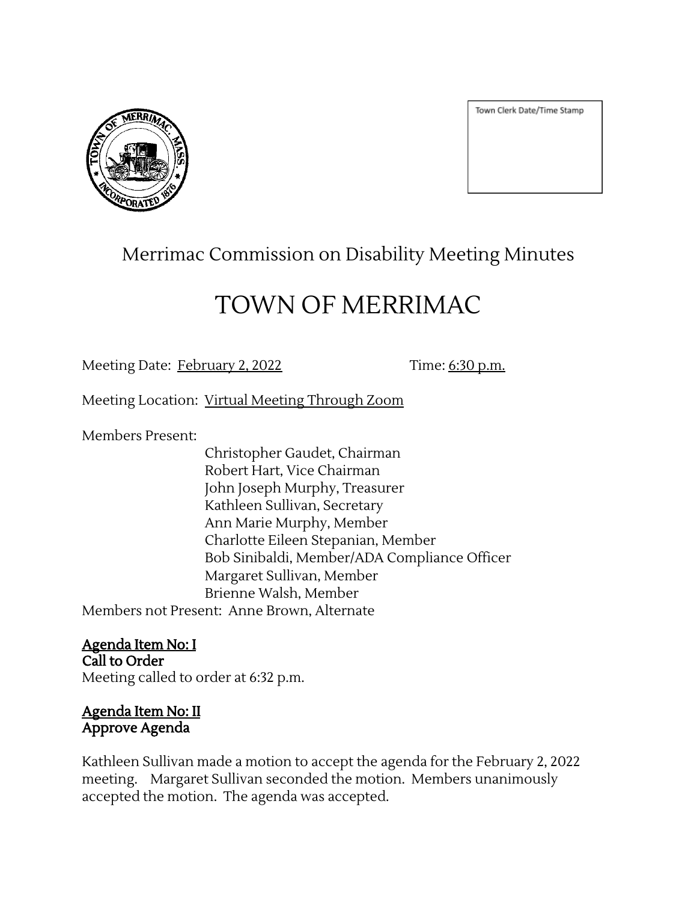Town Clerk Date/Time Stamp

# Merrimac Commission on Disability Meeting Minutes

# TOWN OF MERRIMAC

Meeting Date: February 2, 2022    Time: 6:30 p.m.

Meeting Location: Virtual Meeting Through Zoom

Members Present:

Christopher Gaudet, Chairman
Robert Hart, Vice Chairman
John Joseph Murphy, Treasurer
Kathleen Sullivan, Secretary
Ann Marie Murphy, Member
Charlotte Eileen Stepanian, Member
Bob Sinibaldi, Member/ADA Compliance Officer
Margaret Sullivan, Member
Brienne Walsh, Member

Members not Present: Anne Brown, Alternate

**Agenda Item No: I**
**Call to Order**
Meeting called to order at 6:32 p.m.

**Agenda Item No: II**
**Approve Agenda**

Kathleen Sullivan made a motion to accept the agenda for the February 2, 2022 meeting. Margaret Sullivan seconded the motion. Members unanimously accepted the motion. The agenda was accepted.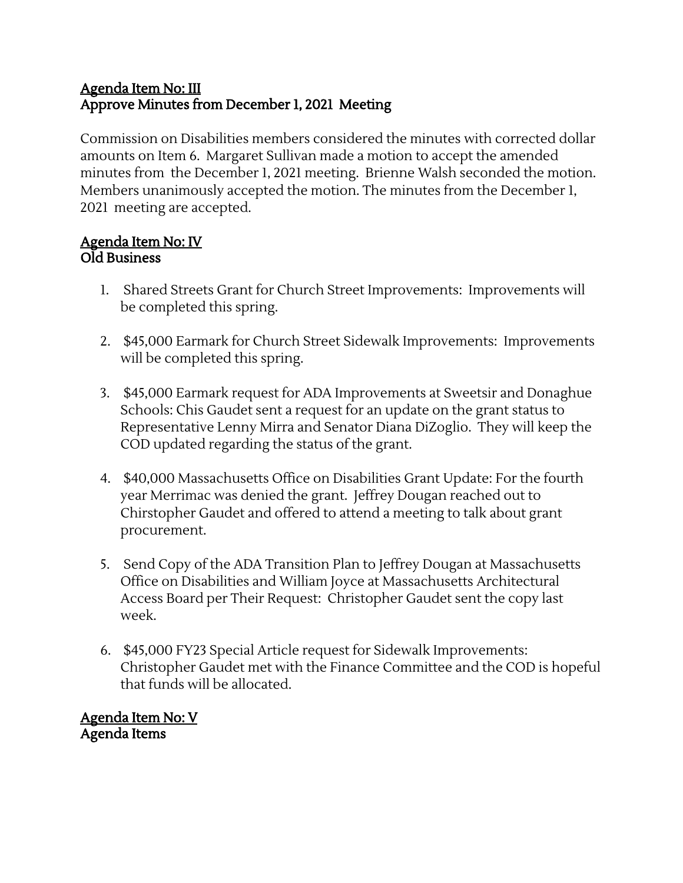## Agenda Item No: III
## Approve Minutes from December 1, 2021 Meeting

Commission on Disabilities members considered the minutes with corrected dollar amounts on Item 6. Margaret Sullivan made a motion to accept the amended minutes from the December 1, 2021 meeting. Brienne Walsh seconded the motion. Members unanimously accepted the motion. The minutes from the December 1, 2021 meeting are accepted.

## Agenda Item No: IV
## Old Business

1. Shared Streets Grant for Church Street Improvements: Improvements will be completed this spring.

2. $45,000 Earmark for Church Street Sidewalk Improvements: Improvements will be completed this spring.

3. $45,000 Earmark request for ADA Improvements at Sweetsir and Donaghue Schools: Chis Gaudet sent a request for an update on the grant status to Representative Lenny Mirra and Senator Diana DiZoglio. They will keep the COD updated regarding the status of the grant.

4. $40,000 Massachusetts Office on Disabilities Grant Update: For the fourth year Merrimac was denied the grant. Jeffrey Dougan reached out to Chirstopher Gaudet and offered to attend a meeting to talk about grant procurement.

5. Send Copy of the ADA Transition Plan to Jeffrey Dougan at Massachusetts Office on Disabilities and William Joyce at Massachusetts Architectural Access Board per Their Request: Christopher Gaudet sent the copy last week.

6. $45,000 FY23 Special Article request for Sidewalk Improvements: Christopher Gaudet met with the Finance Committee and the COD is hopeful that funds will be allocated.

## Agenda Item No: V
## Agenda Items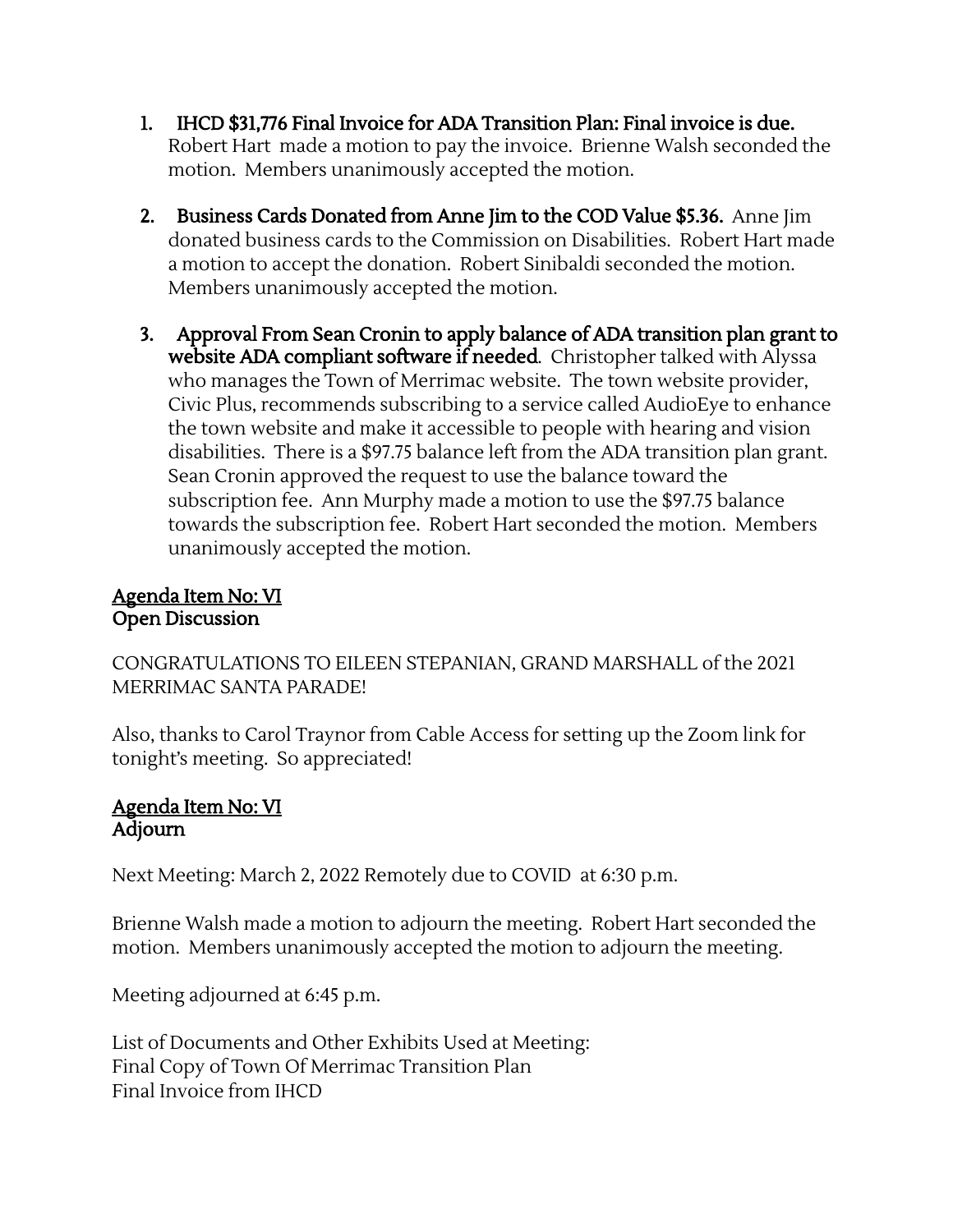1. **IHCD $31,776 Final Invoice for ADA Transition Plan: Final invoice is due.** Robert Hart made a motion to pay the invoice. Brienne Walsh seconded the motion. Members unanimously accepted the motion.

2. **Business Cards Donated from Anne Jim to the COD Value $5.36.** Anne Jim donated business cards to the Commission on Disabilities. Robert Hart made a motion to accept the donation. Robert Sinibaldi seconded the motion. Members unanimously accepted the motion.

3. **Approval From Sean Cronin to apply balance of ADA transition plan grant to website ADA compliant software if needed**. Christopher talked with Alyssa who manages the Town of Merrimac website. The town website provider, Civic Plus, recommends subscribing to a service called AudioEye to enhance the town website and make it accessible to people with hearing and vision disabilities. There is a $97.75 balance left from the ADA transition plan grant. Sean Cronin approved the request to use the balance toward the subscription fee. Ann Murphy made a motion to use the $97.75 balance towards the subscription fee. Robert Hart seconded the motion. Members unanimously accepted the motion.

## Agenda Item No: VI
## Open Discussion

CONGRATULATIONS TO EILEEN STEPANIAN, GRAND MARSHALL of the 2021 MERRIMAC SANTA PARADE!

Also, thanks to Carol Traynor from Cable Access for setting up the Zoom link for tonight's meeting. So appreciated!

## Agenda Item No: VI
## Adjourn

Next Meeting: March 2, 2022 Remotely due to COVID at 6:30 p.m.

Brienne Walsh made a motion to adjourn the meeting. Robert Hart seconded the motion. Members unanimously accepted the motion to adjourn the meeting.

Meeting adjourned at 6:45 p.m.

List of Documents and Other Exhibits Used at Meeting:
Final Copy of Town Of Merrimac Transition Plan
Final Invoice from IHCD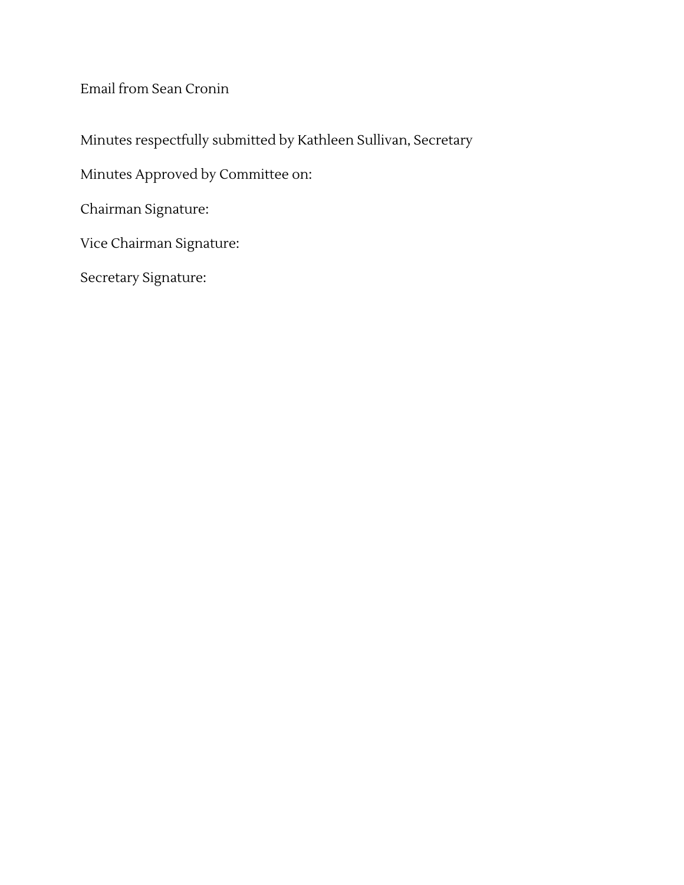Email from Sean Cronin

Minutes respectfully submitted by Kathleen Sullivan, Secretary

Minutes Approved by Committee on:

Chairman Signature:

Vice Chairman Signature:

Secretary Signature: